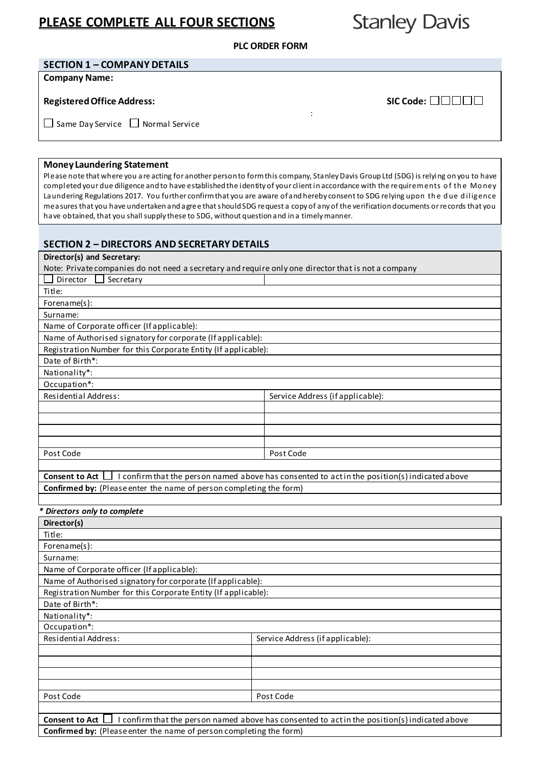# PLEASE COMPLETE ALL FOUR SECTIONS

Stanley Davis

**PLC ORDER FORM**

## SECTION 1 – COMPANY DETAILS

**Company Name:**

**Registered Office Address:** **SIC Code:** ☐☐☐☐☐

☐ Same Day Service ☐ Normal Service

**Money Laundering Statement**

Please note that where you are acting for another person to form this company, Stanley Davis Group Ltd (SDG) is relying on you to have completed your due diligence and to have established the identity of your client in accordance with the requirements of the Money Laundering Regulations 2017. You further confirm that you are aware of and hereby consent to SDG relying upon the due diligence measures that you have undertaken and agree that should SDG request a copy of any of the verification documents or records that you have obtained, that you shall supply these to SDG, without question and in a timely manner.

## SECTION 2 – DIRECTORS AND SECRETARY DETAILS

| **Director(s) and Secretary:** Note: Private companies do not need a secretary and require only one director that is not a company | |
|---|---|
| ☐ Director ☐ Secretary | |
| Title: | |
| Forename(s): | |
| Surname: | |
| Name of Corporate officer (If applicable): | |
| Name of Authorised signatory for corporate (If applicable): | |
| Registration Number for this Corporate Entity (If applicable): | |
| Date of Birth*: | |
| Nationality*: | |
| Occupation*: | |
| Residential Address: | Service Address (if applicable): |
| | |
| | |
| | |
| | |
| Post Code | Post Code |
| | |
| **Consent to Act** ☐ I confirm that the person named above has consented to act in the position(s) indicated above | |
| **Confirmed by:** (Please enter the name of person completing the form) | |
| | |

*\* Directors only to complete*

| **Director(s)** | |
|---|---|
| Title: | |
| Forename(s): | |
| Surname: | |
| Name of Corporate officer (If applicable): | |
| Name of Authorised signatory for corporate (If applicable): | |
| Registration Number for this Corporate Entity (If applicable): | |
| Date of Birth*: | |
| Nationality*: | |
| Occupation*: | |
| Residential Address: | Service Address (if applicable): |
| | |
| | |
| | |
| | |
| Post Code | Post Code |
| | |
| **Consent to Act** ☐ I confirm that the person named above has consented to act in the position(s) indicated above | |
| **Confirmed by:** (Please enter the name of person completing the form) | |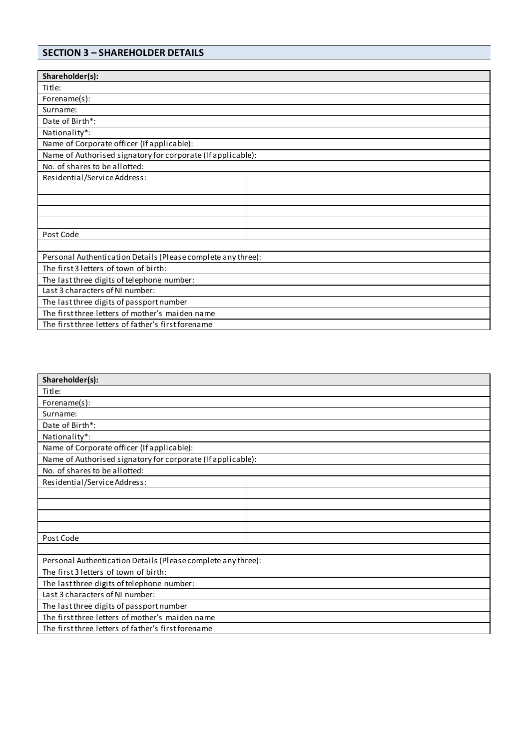## SECTION 3 – SHAREHOLDER DETAILS

| **Shareholder(s):** | |
|---|---|
| Title: | |
| Forename(s): | |
| Surname: | |
| Date of Birth*: | |
| Nationality*: | |
| Name of Corporate officer (If applicable): | |
| Name of Authorised signatory for corporate (If applicable): | |
| No. of shares to be allotted: | |
| Residential/Service Address: | |
| | |
| | |
| | |
| | |
| Post Code | |
| | |
| Personal Authentication Details (Please complete any three): | |
| The first 3 letters of town of birth: | |
| The last three digits of telephone number: | |
| Last 3 characters of NI number: | |
| The last three digits of passport number | |
| The first three letters of mother's maiden name | |
| The first three letters of father's first forename | |

| **Shareholder(s):** | |
|---|---|
| Title: | |
| Forename(s): | |
| Surname: | |
| Date of Birth*: | |
| Nationality*: | |
| Name of Corporate officer (If applicable): | |
| Name of Authorised signatory for corporate (If applicable): | |
| No. of shares to be allotted: | |
| Residential/Service Address: | |
| | |
| | |
| | |
| | |
| Post Code | |
| | |
| Personal Authentication Details (Please complete any three): | |
| The first 3 letters of town of birth: | |
| The last three digits of telephone number: | |
| Last 3 characters of NI number: | |
| The last three digits of passport number | |
| The first three letters of mother's maiden name | |
| The first three letters of father's first forename | |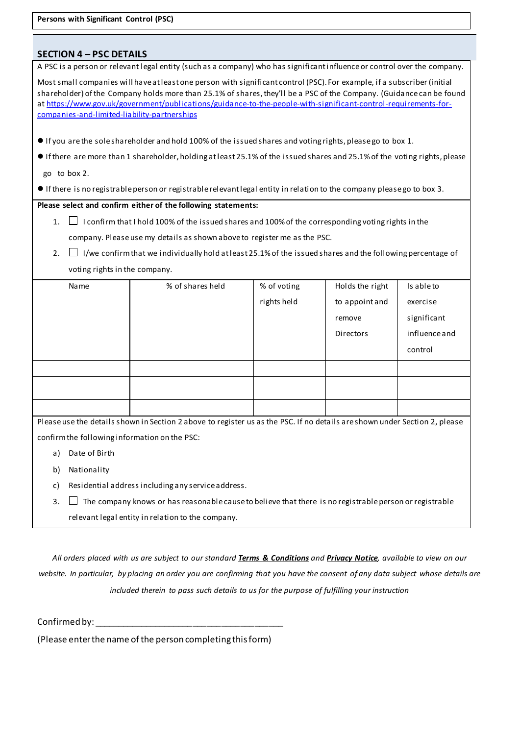**Persons with Significant Control (PSC)**

## SECTION 4 – PSC DETAILS

A PSC is a person or relevant legal entity (such as a company) who has significant influence or control over the company.

Most small companies will have at least one person with significant control (PSC). For example, if a subscriber (initial shareholder) of the Company holds more than 25.1% of shares, they'll be a PSC of the Company. (Guidance can be found at [https://www.gov.uk/government/publications/guidance-to-the-people-with-significant-control-requirements-for-companies-and-limited-liability-partnerships](https://www.gov.uk/government/publications/guidance-to-the-people-with-significant-control-requirements-for-companies-and-limited-liability-partnerships)

- If you are the sole shareholder and hold 100% of the issued shares and voting rights, please go to box 1.
- If there are more than 1 shareholder, holding at least 25.1% of the issued shares and 25.1% of the voting rights, please go to box 2.
- If there is no registrable person or registrable relevant legal entity in relation to the company please go to box 3.

**Please select and confirm either of the following statements:**

1. ☐ I confirm that I hold 100% of the issued shares and 100% of the corresponding voting rights in the company. Please use my details as shown above to register me as the PSC.
2. ☐ I/we confirm that we individually hold at least 25.1% of the issued shares and the following percentage of voting rights in the company.

| Name | % of shares held | % of voting rights held | Holds the right to appoint and remove Directors | Is able to exercise significant influence and control |
|---|---|---|---|---|
| | | | | |
| | | | | |
| | | | | |

Please use the details shown in Section 2 above to register us as the PSC. If no details are shown under Section 2, please confirm the following information on the PSC:

a) Date of Birth

b) Nationality

c) Residential address including any service address.

3. ☐ The company knows or has reasonable cause to believe that there is no registrable person or registrable relevant legal entity in relation to the company.

*All orders placed with us are subject to our standard **Terms & Conditions** and **Privacy Notice**, available to view on our website. In particular, by placing an order you are confirming that you have the consent of any data subject whose details are included therein to pass such details to us for the purpose of fulfilling your instruction*

Confirmed by: ________________________________________

(Please enter the name of the person completing this form)